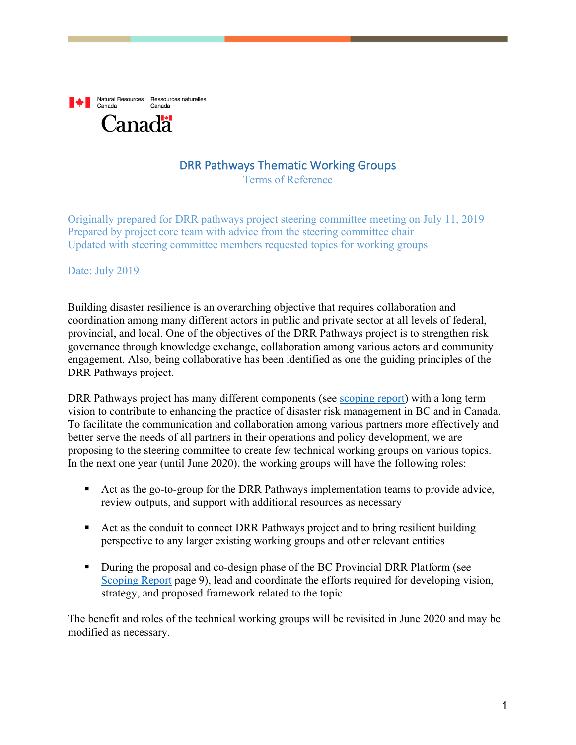Natural Resources Canada Ressources naturelles Canada

Canada

# DRR Pathways Thematic Working Groups

## Terms of Reference

Originally prepared for DRR pathways project steering committee meeting on July 11, 2019
Prepared by project core team with advice from the steering committee chair
Updated with steering committee members requested topics for working groups

Date: July 2019

Building disaster resilience is an overarching objective that requires collaboration and coordination among many different actors in public and private sector at all levels of federal, provincial, and local. One of the objectives of the DRR Pathways project is to strengthen risk governance through knowledge exchange, collaboration among various actors and community engagement. Also, being collaborative has been identified as one the guiding principles of the DRR Pathways project.

DRR Pathways project has many different components (see [scoping report]) with a long term vision to contribute to enhancing the practice of disaster risk management in BC and in Canada. To facilitate the communication and collaboration among various partners more effectively and better serve the needs of all partners in their operations and policy development, we are proposing to the steering committee to create few technical working groups on various topics. In the next one year (until June 2020), the working groups will have the following roles:

- Act as the go-to-group for the DRR Pathways implementation teams to provide advice, review outputs, and support with additional resources as necessary
- Act as the conduit to connect DRR Pathways project and to bring resilient building perspective to any larger existing working groups and other relevant entities
- During the proposal and co-design phase of the BC Provincial DRR Platform (see [Scoping Report] page 9), lead and coordinate the efforts required for developing vision, strategy, and proposed framework related to the topic

The benefit and roles of the technical working groups will be revisited in June 2020 and may be modified as necessary.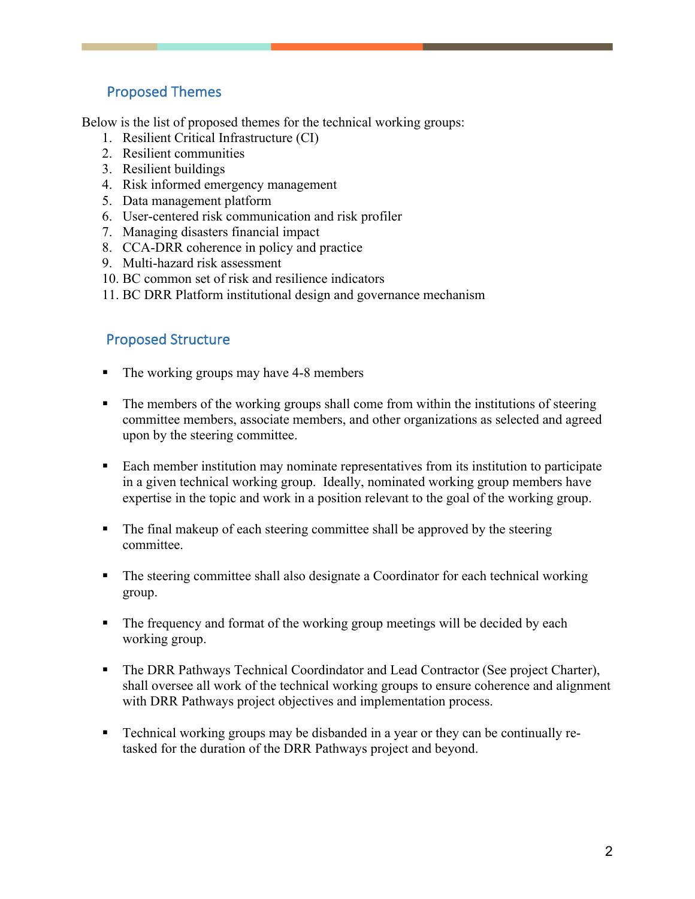## Proposed Themes

Below is the list of proposed themes for the technical working groups:

1. Resilient Critical Infrastructure (CI)
2. Resilient communities
3. Resilient buildings
4. Risk informed emergency management
5. Data management platform
6. User-centered risk communication and risk profiler
7. Managing disasters financial impact
8. CCA-DRR coherence in policy and practice
9. Multi-hazard risk assessment
10. BC common set of risk and resilience indicators
11. BC DRR Platform institutional design and governance mechanism

## Proposed Structure

- The working groups may have 4-8 members
- The members of the working groups shall come from within the institutions of steering committee members, associate members, and other organizations as selected and agreed upon by the steering committee.
- Each member institution may nominate representatives from its institution to participate in a given technical working group. Ideally, nominated working group members have expertise in the topic and work in a position relevant to the goal of the working group.
- The final makeup of each steering committee shall be approved by the steering committee.
- The steering committee shall also designate a Coordinator for each technical working group.
- The frequency and format of the working group meetings will be decided by each working group.
- The DRR Pathways Technical Coordindator and Lead Contractor (See project Charter), shall oversee all work of the technical working groups to ensure coherence and alignment with DRR Pathways project objectives and implementation process.
- Technical working groups may be disbanded in a year or they can be continually re-tasked for the duration of the DRR Pathways project and beyond.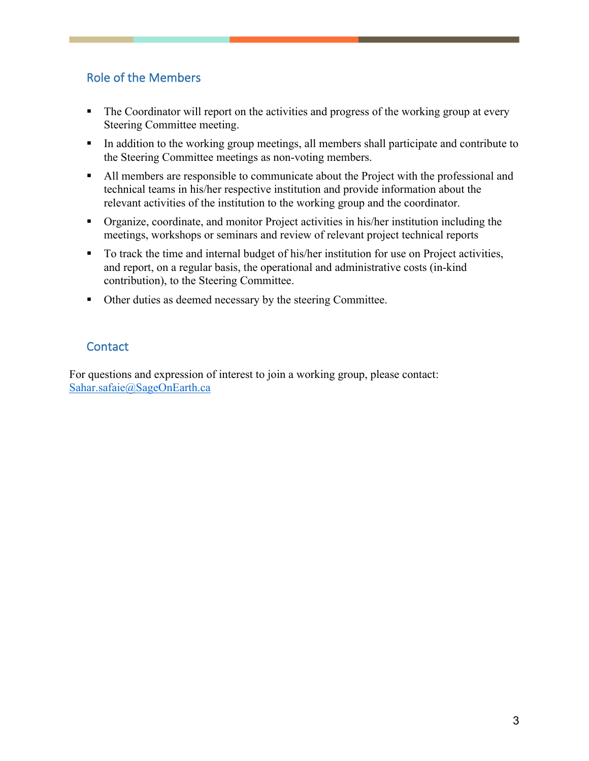## Role of the Members

- The Coordinator will report on the activities and progress of the working group at every Steering Committee meeting.
- In addition to the working group meetings, all members shall participate and contribute to the Steering Committee meetings as non-voting members.
- All members are responsible to communicate about the Project with the professional and technical teams in his/her respective institution and provide information about the relevant activities of the institution to the working group and the coordinator.
- Organize, coordinate, and monitor Project activities in his/her institution including the meetings, workshops or seminars and review of relevant project technical reports
- To track the time and internal budget of his/her institution for use on Project activities, and report, on a regular basis, the operational and administrative costs (in-kind contribution), to the Steering Committee.
- Other duties as deemed necessary by the steering Committee.

## Contact

For questions and expression of interest to join a working group, please contact: [Sahar.safaie@SageOnEarth.ca](mailto:Sahar.safaie@SageOnEarth.ca)